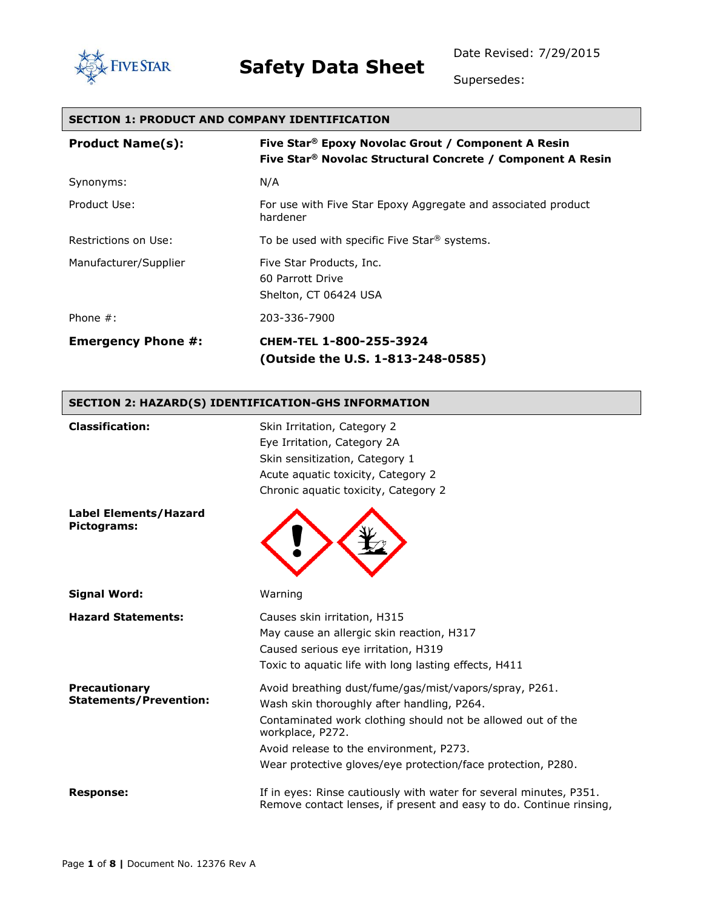**Safety Data Sheet**

Date Revised: 7/29/2015

Supersedes:

## SECTION 1: PRODUCT AND COMPANY IDENTIFICATION

| | |
|---|---|
| **Product Name(s):** | **Five Star® Epoxy Novolac Grout / Component A Resin**<br>**Five Star® Novolac Structural Concrete / Component A Resin** |
| Synonyms: | N/A |
| Product Use: | For use with Five Star Epoxy Aggregate and associated product hardener |
| Restrictions on Use: | To be used with specific Five Star® systems. |
| Manufacturer/Supplier | Five Star Products, Inc.<br>60 Parrott Drive<br>Shelton, CT 06424 USA |
| Phone #: | 203-336-7900 |
| **Emergency Phone #:** | **CHEM-TEL 1-800-255-3924**<br>**(Outside the U.S. 1-813-248-0585)** |

## SECTION 2: HAZARD(S) IDENTIFICATION-GHS INFORMATION

| | |
|---|---|
| **Classification:** | Skin Irritation, Category 2<br>Eye Irritation, Category 2A<br>Skin sensitization, Category 1<br>Acute aquatic toxicity, Category 2<br>Chronic aquatic toxicity, Category 2 |
| **Label Elements/Hazard Pictograms:** | |
| **Signal Word:** | Warning |
| **Hazard Statements:** | Causes skin irritation, H315<br>May cause an allergic skin reaction, H317<br>Caused serious eye irritation, H319<br>Toxic to aquatic life with long lasting effects, H411 |
| **Precautionary Statements/Prevention:** | Avoid breathing dust/fume/gas/mist/vapors/spray, P261.<br>Wash skin thoroughly after handling, P264.<br>Contaminated work clothing should not be allowed out of the workplace, P272.<br>Avoid release to the environment, P273.<br>Wear protective gloves/eye protection/face protection, P280. |
| **Response:** | If in eyes: Rinse cautiously with water for several minutes, P351. Remove contact lenses, if present and easy to do. Continue rinsing, |

Document No. 12376 Rev A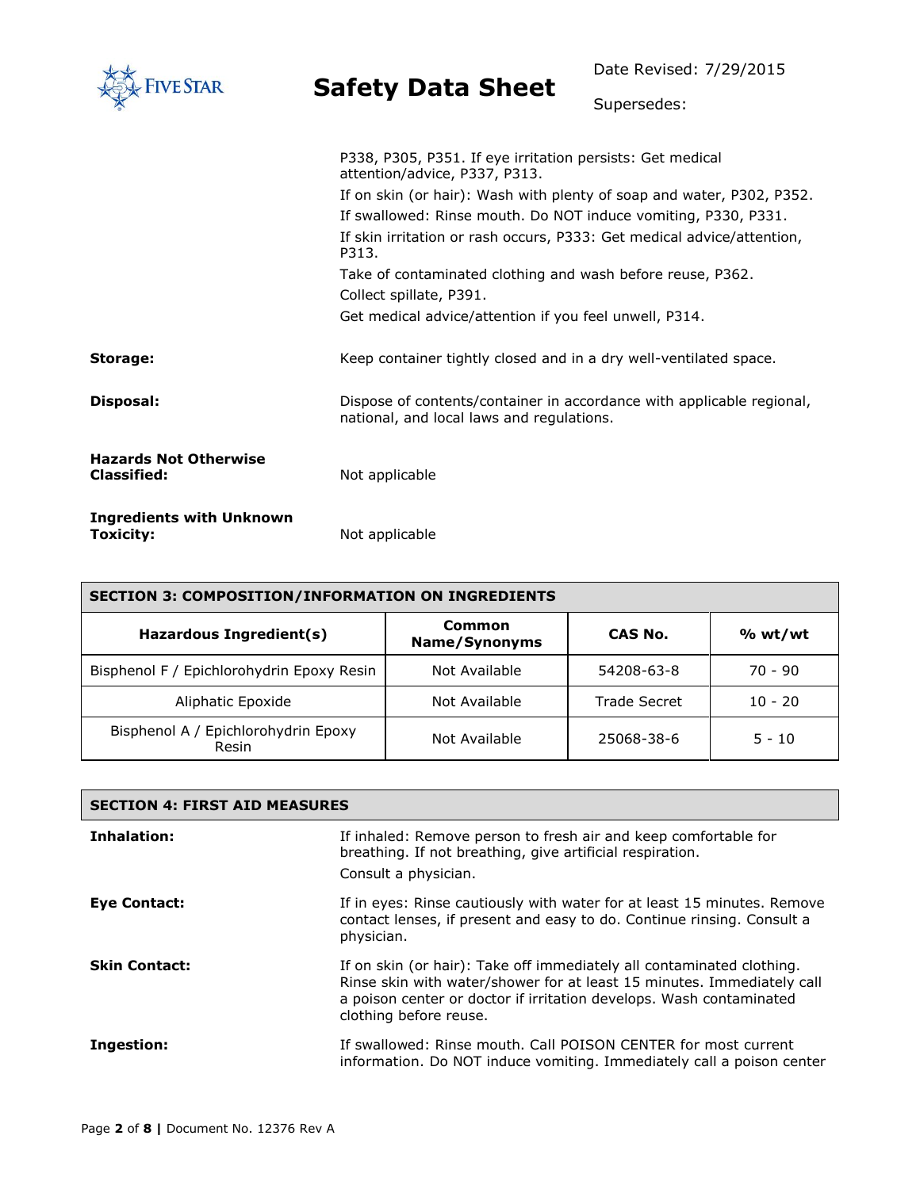P338, P305, P351. If eye irritation persists: Get medical attention/advice, P337, P313.

If on skin (or hair): Wash with plenty of soap and water, P302, P352.

If swallowed: Rinse mouth. Do NOT induce vomiting, P330, P331.

If skin irritation or rash occurs, P333: Get medical advice/attention, P313.

Take of contaminated clothing and wash before reuse, P362.

Collect spillate, P391.

Get medical advice/attention if you feel unwell, P314.

**Storage:** Keep container tightly closed and in a dry well-ventilated space.

**Disposal:** Dispose of contents/container in accordance with applicable regional, national, and local laws and regulations.

**Hazards Not Otherwise Classified:** Not applicable

**Ingredients with Unknown Toxicity:** Not applicable

## SECTION 3: COMPOSITION/INFORMATION ON INGREDIENTS

| Hazardous Ingredient(s) | Common Name/Synonyms | CAS No. | % wt/wt |
|---|---|---|---|
| Bisphenol F / Epichlorohydrin Epoxy Resin | Not Available | 54208-63-8 | 70 - 90 |
| Aliphatic Epoxide | Not Available | Trade Secret | 10 - 20 |
| Bisphenol A / Epichlorohydrin Epoxy Resin | Not Available | 25068-38-6 | 5 - 10 |

## SECTION 4: FIRST AID MEASURES

**Inhalation:** If inhaled: Remove person to fresh air and keep comfortable for breathing. If not breathing, give artificial respiration.

Consult a physician.

**Eye Contact:** If in eyes: Rinse cautiously with water for at least 15 minutes. Remove contact lenses, if present and easy to do. Continue rinsing. Consult a physician.

**Skin Contact:** If on skin (or hair): Take off immediately all contaminated clothing. Rinse skin with water/shower for at least 15 minutes. Immediately call a poison center or doctor if irritation develops. Wash contaminated clothing before reuse.

**Ingestion:** If swallowed: Rinse mouth. Call POISON CENTER for most current information. Do NOT induce vomiting. Immediately call a poison center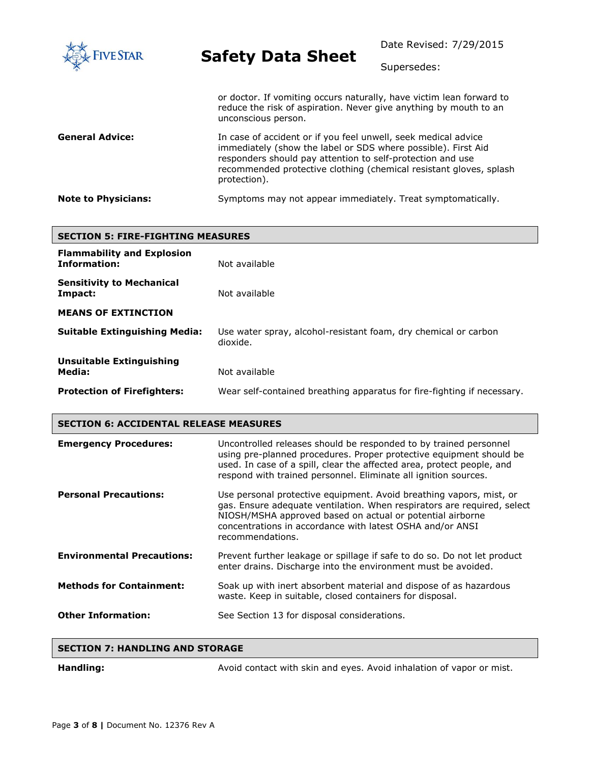| | |
|---|---|
| | or doctor. If vomiting occurs naturally, have victim lean forward to reduce the risk of aspiration. Never give anything by mouth to an unconscious person. |
| **General Advice:** | In case of accident or if you feel unwell, seek medical advice immediately (show the label or SDS where possible). First Aid responders should pay attention to self-protection and use recommended protective clothing (chemical resistant gloves, splash protection). |
| **Note to Physicians:** | Symptoms may not appear immediately. Treat symptomatically. |

## SECTION 5: FIRE-FIGHTING MEASURES

| | |
|---|---|
| **Flammability and Explosion Information:** | Not available |
| **Sensitivity to Mechanical Impact:** | Not available |
| **MEANS OF EXTINCTION** | |
| **Suitable Extinguishing Media:** | Use water spray, alcohol-resistant foam, dry chemical or carbon dioxide. |
| **Unsuitable Extinguishing Media:** | Not available |
| **Protection of Firefighters:** | Wear self-contained breathing apparatus for fire-fighting if necessary. |

## SECTION 6: ACCIDENTAL RELEASE MEASURES

| | |
|---|---|
| **Emergency Procedures:** | Uncontrolled releases should be responded to by trained personnel using pre-planned procedures. Proper protective equipment should be used. In case of a spill, clear the affected area, protect people, and respond with trained personnel. Eliminate all ignition sources. |
| **Personal Precautions:** | Use personal protective equipment. Avoid breathing vapors, mist, or gas. Ensure adequate ventilation. When respirators are required, select NIOSH/MSHA approved based on actual or potential airborne concentrations in accordance with latest OSHA and/or ANSI recommendations. |
| **Environmental Precautions:** | Prevent further leakage or spillage if safe to do so. Do not let product enter drains. Discharge into the environment must be avoided. |
| **Methods for Containment:** | Soak up with inert absorbent material and dispose of as hazardous waste. Keep in suitable, closed containers for disposal. |
| **Other Information:** | See Section 13 for disposal considerations. |

## SECTION 7: HANDLING AND STORAGE

| | |
|---|---|
| **Handling:** | Avoid contact with skin and eyes. Avoid inhalation of vapor or mist. |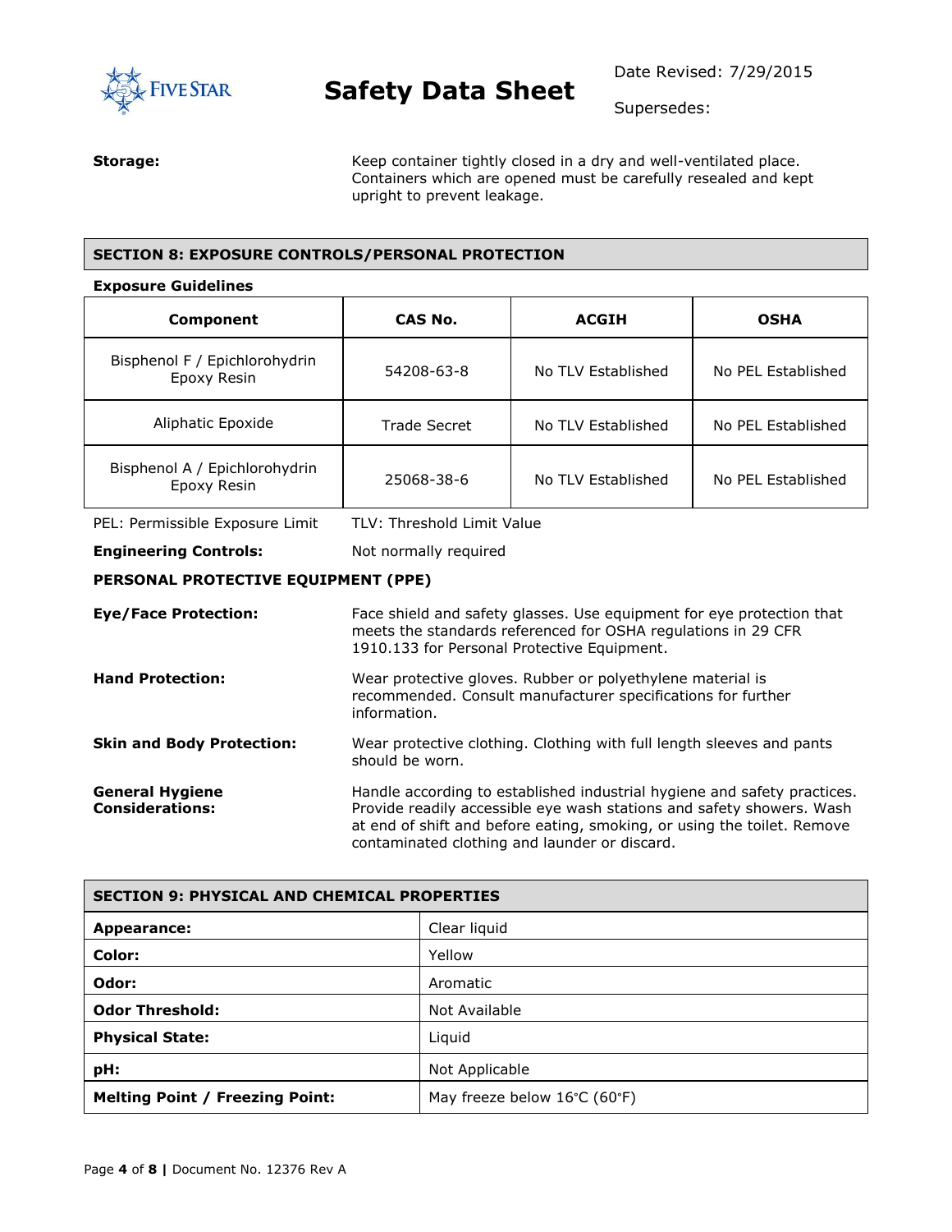**Storage:** Keep container tightly closed in a dry and well-ventilated place. Containers which are opened must be carefully resealed and kept upright to prevent leakage.

## SECTION 8: EXPOSURE CONTROLS/PERSONAL PROTECTION

**Exposure Guidelines**

| Component | CAS No. | ACGIH | OSHA |
|---|---|---|---|
| Bisphenol F / Epichlorohydrin Epoxy Resin | 54208-63-8 | No TLV Established | No PEL Established |
| Aliphatic Epoxide | Trade Secret | No TLV Established | No PEL Established |
| Bisphenol A / Epichlorohydrin Epoxy Resin | 25068-38-6 | No TLV Established | No PEL Established |

PEL: Permissible Exposure Limit TLV: Threshold Limit Value

**Engineering Controls:** Not normally required

**PERSONAL PROTECTIVE EQUIPMENT (PPE)**

**Eye/Face Protection:** Face shield and safety glasses. Use equipment for eye protection that meets the standards referenced for OSHA regulations in 29 CFR 1910.133 for Personal Protective Equipment.

**Hand Protection:** Wear protective gloves. Rubber or polyethylene material is recommended. Consult manufacturer specifications for further information.

**Skin and Body Protection:** Wear protective clothing. Clothing with full length sleeves and pants should be worn.

**General Hygiene Considerations:** Handle according to established industrial hygiene and safety practices. Provide readily accessible eye wash stations and safety showers. Wash at end of shift and before eating, smoking, or using the toilet. Remove contaminated clothing and launder or discard.

## SECTION 9: PHYSICAL AND CHEMICAL PROPERTIES

| Property | Value |
|---|---|
| **Appearance:** | Clear liquid |
| **Color:** | Yellow |
| **Odor:** | Aromatic |
| **Odor Threshold:** | Not Available |
| **Physical State:** | Liquid |
| **pH:** | Not Applicable |
| **Melting Point / Freezing Point:** | May freeze below 16°C (60°F) |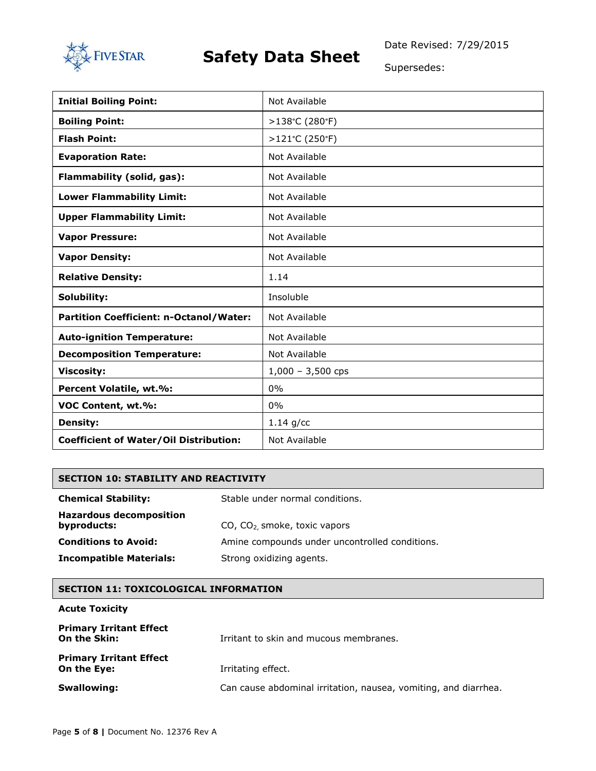| Initial Boiling Point: | Not Available |
|---|---|
| **Boiling Point:** | >138°C (280°F) |
| **Flash Point:** | >121°C (250°F) |
| **Evaporation Rate:** | Not Available |
| **Flammability (solid, gas):** | Not Available |
| **Lower Flammability Limit:** | Not Available |
| **Upper Flammability Limit:** | Not Available |
| **Vapor Pressure:** | Not Available |
| **Vapor Density:** | Not Available |
| **Relative Density:** | 1.14 |
| **Solubility:** | Insoluble |
| **Partition Coefficient: n-Octanol/Water:** | Not Available |
| **Auto-ignition Temperature:** | Not Available |
| **Decomposition Temperature:** | Not Available |
| **Viscosity:** | 1,000 – 3,500 cps |
| **Percent Volatile, wt.%:** | 0% |
| **VOC Content, wt.%:** | 0% |
| **Density:** | 1.14 g/cc |
| **Coefficient of Water/Oil Distribution:** | Not Available |

## SECTION 10: STABILITY AND REACTIVITY

**Chemical Stability:** Stable under normal conditions.

**Hazardous decomposition byproducts:** CO, $CO_2$, smoke, toxic vapors

**Conditions to Avoid:** Amine compounds under uncontrolled conditions.

**Incompatible Materials:** Strong oxidizing agents.

## SECTION 11: TOXICOLOGICAL INFORMATION

**Acute Toxicity**

**Primary Irritant Effect On the Skin:** Irritant to skin and mucous membranes.

**Primary Irritant Effect On the Eye:** Irritating effect.

**Swallowing:** Can cause abdominal irritation, nausea, vomiting, and diarrhea.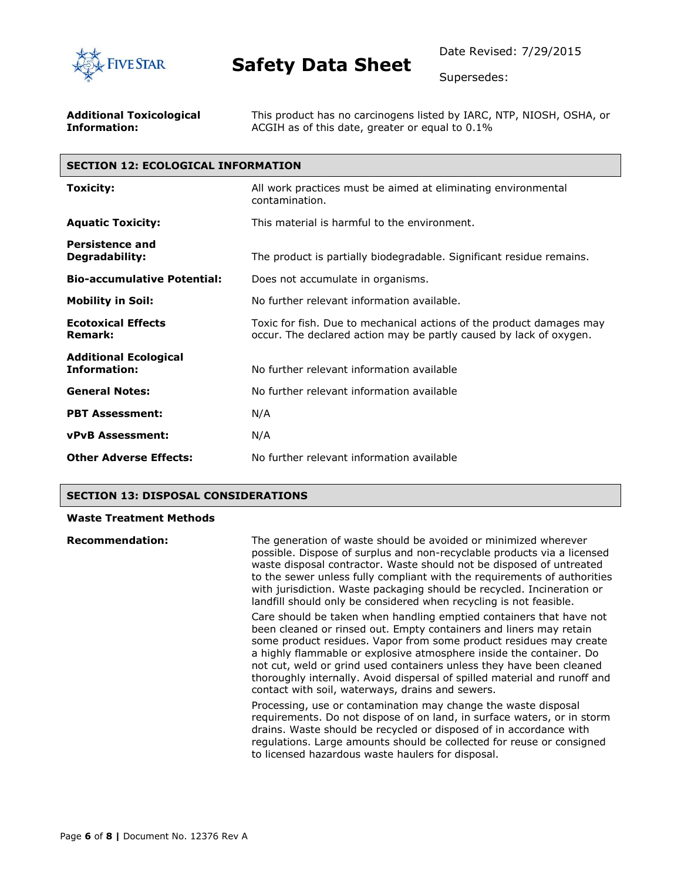**Additional Toxicological Information:** This product has no carcinogens listed by IARC, NTP, NIOSH, OSHA, or ACGIH as of this date, greater or equal to 0.1%

## SECTION 12: ECOLOGICAL INFORMATION

**Toxicity:** All work practices must be aimed at eliminating environmental contamination.

**Aquatic Toxicity:** This material is harmful to the environment.

**Persistence and Degradability:** The product is partially biodegradable. Significant residue remains.

**Bio-accumulative Potential:** Does not accumulate in organisms.

**Mobility in Soil:** No further relevant information available.

**Ecotoxical Effects Remark:** Toxic for fish. Due to mechanical actions of the product damages may occur. The declared action may be partly caused by lack of oxygen.

**Additional Ecological Information:** No further relevant information available

**General Notes:** No further relevant information available

**PBT Assessment:** N/A

**vPvB Assessment:** N/A

**Other Adverse Effects:** No further relevant information available

## SECTION 13: DISPOSAL CONSIDERATIONS

**Waste Treatment Methods**

**Recommendation:** The generation of waste should be avoided or minimized wherever possible. Dispose of surplus and non-recyclable products via a licensed waste disposal contractor. Waste should not be disposed of untreated to the sewer unless fully compliant with the requirements of authorities with jurisdiction. Waste packaging should be recycled. Incineration or landfill should only be considered when recycling is not feasible.

Care should be taken when handling emptied containers that have not been cleaned or rinsed out. Empty containers and liners may retain some product residues. Vapor from some product residues may create a highly flammable or explosive atmosphere inside the container. Do not cut, weld or grind used containers unless they have been cleaned thoroughly internally. Avoid dispersal of spilled material and runoff and contact with soil, waterways, drains and sewers.

Processing, use or contamination may change the waste disposal requirements. Do not dispose of on land, in surface waters, or in storm drains. Waste should be recycled or disposed of in accordance with regulations. Large amounts should be collected for reuse or consigned to licensed hazardous waste haulers for disposal.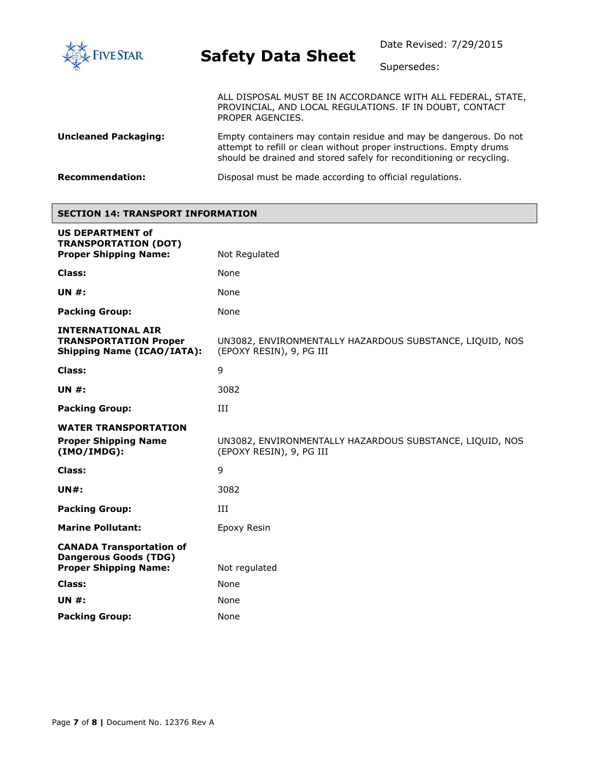ALL DISPOSAL MUST BE IN ACCORDANCE WITH ALL FEDERAL, STATE, PROVINCIAL, AND LOCAL REGULATIONS. IF IN DOUBT, CONTACT PROPER AGENCIES.

**Uncleaned Packaging:** Empty containers may contain residue and may be dangerous. Do not attempt to refill or clean without proper instructions. Empty drums should be drained and stored safely for reconditioning or recycling.

**Recommendation:** Disposal must be made according to official regulations.

## SECTION 14: TRANSPORT INFORMATION

**US DEPARTMENT of TRANSPORTATION (DOT)**

| | |
|---|---|
| **Proper Shipping Name:** | Not Regulated |
| **Class:** | None |
| **UN #:** | None |
| **Packing Group:** | None |

**INTERNATIONAL AIR TRANSPORTATION**

| | |
|---|---|
| **Proper Shipping Name (ICAO/IATA):** | UN3082, ENVIRONMENTALLY HAZARDOUS SUBSTANCE, LIQUID, NOS (EPOXY RESIN), 9, PG III |
| **Class:** | 9 |
| **UN #:** | 3082 |
| **Packing Group:** | III |

**WATER TRANSPORTATION**

| | |
|---|---|
| **Proper Shipping Name (IMO/IMDG):** | UN3082, ENVIRONMENTALLY HAZARDOUS SUBSTANCE, LIQUID, NOS (EPOXY RESIN), 9, PG III |
| **Class:** | 9 |
| **UN#:** | 3082 |
| **Packing Group:** | III |
| **Marine Pollutant:** | Epoxy Resin |

**CANADA Transportation of Dangerous Goods (TDG)**

| | |
|---|---|
| **Proper Shipping Name:** | Not regulated |
| **Class:** | None |
| **UN #:** | None |
| **Packing Group:** | None |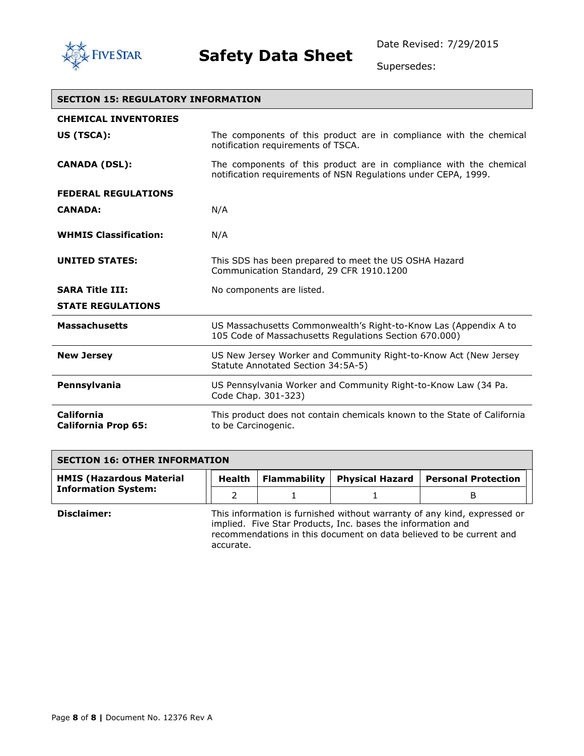Safety Data Sheet

Date Revised: 7/29/2015

Supersedes:

## SECTION 15: REGULATORY INFORMATION

**CHEMICAL INVENTORIES**

**US (TSCA):** The components of this product are in compliance with the chemical notification requirements of TSCA.

**CANADA (DSL):** The components of this product are in compliance with the chemical notification requirements of NSN Regulations under CEPA, 1999.

**FEDERAL REGULATIONS**

**CANADA:** N/A

**WHMIS Classification:** N/A

**UNITED STATES:** This SDS has been prepared to meet the US OSHA Hazard Communication Standard, 29 CFR 1910.1200

**SARA Title III:** No components are listed.

**STATE REGULATIONS**

| | |
|---|---|
| **Massachusetts** | US Massachusetts Commonwealth's Right-to-Know Las (Appendix A to 105 Code of Massachusetts Regulations Section 670.000) |
| **New Jersey** | US New Jersey Worker and Community Right-to-Know Act (New Jersey Statute Annotated Section 34:5A-5) |
| **Pennsylvania** | US Pennsylvania Worker and Community Right-to-Know Law (34 Pa. Code Chap. 301-323) |
| **California**<br>**California Prop 65:** | This product does not contain chemicals known to the State of California to be Carcinogenic. |

## SECTION 16: OTHER INFORMATION

| HMIS (Hazardous Material Information System: | Health | Flammability | Physical Hazard | Personal Protection |
|---|---|---|---|---|
| | 2 | 1 | 1 | B |

**Disclaimer:** This information is furnished without warranty of any kind, expressed or implied. Five Star Products, Inc. bases the information and recommendations in this document on data believed to be current and accurate.

Document No. 12376 Rev A